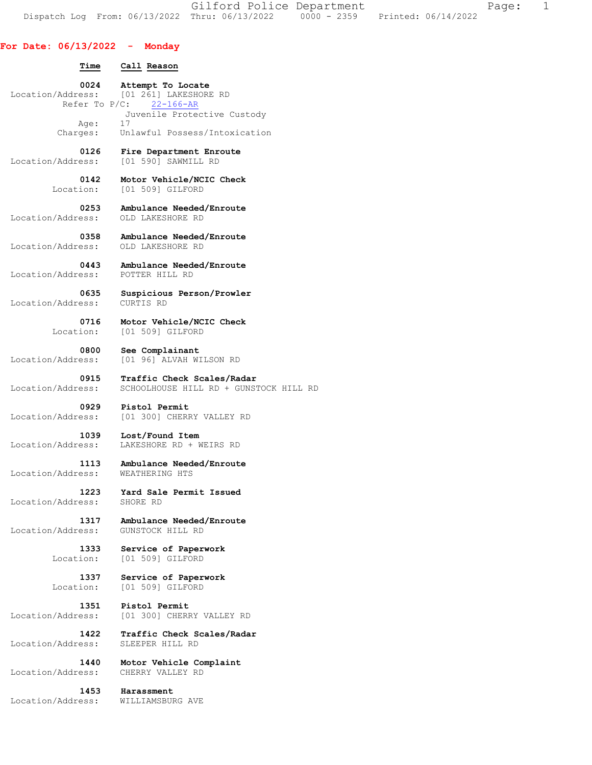Dispatch Log From: 06/13/2022 Thru: 06/13/2022 0000 - 2359 Printed: 06/14/2022

## For Date: 06/13/2022 - Monday

**Time** **Call Reason**

**0024** **Attempt To Locate**
Location/Address: [01 261] LAKESHORE RD
Refer To P/C: 22-166-AR
Juvenile Protective Custody
Age: 17
Charges: Unlawful Possess/Intoxication

**0126** **Fire Department Enroute**
Location/Address: [01 590] SAWMILL RD

**0142** **Motor Vehicle/NCIC Check**
Location: [01 509] GILFORD

**0253** **Ambulance Needed/Enroute**
Location/Address: OLD LAKESHORE RD

**0358** **Ambulance Needed/Enroute**
Location/Address: OLD LAKESHORE RD

**0443** **Ambulance Needed/Enroute**
Location/Address: POTTER HILL RD

**0635** **Suspicious Person/Prowler**
Location/Address: CURTIS RD

**0716** **Motor Vehicle/NCIC Check**
Location: [01 509] GILFORD

**0800** **See Complainant**
Location/Address: [01 96] ALVAH WILSON RD

**0915** **Traffic Check Scales/Radar**
Location/Address: SCHOOLHOUSE HILL RD + GUNSTOCK HILL RD

**0929** **Pistol Permit**
Location/Address: [01 300] CHERRY VALLEY RD

**1039** **Lost/Found Item**
Location/Address: LAKESHORE RD + WEIRS RD

**1113** **Ambulance Needed/Enroute**
Location/Address: WEATHERING HTS

**1223** **Yard Sale Permit Issued**
Location/Address: SHORE RD

**1317** **Ambulance Needed/Enroute**
Location/Address: GUNSTOCK HILL RD

**1333** **Service of Paperwork**
Location: [01 509] GILFORD

**1337** **Service of Paperwork**
Location: [01 509] GILFORD

**1351** **Pistol Permit**
Location/Address: [01 300] CHERRY VALLEY RD

**1422** **Traffic Check Scales/Radar**
Location/Address: SLEEPER HILL RD

**1440** **Motor Vehicle Complaint**
Location/Address: CHERRY VALLEY RD

**1453** **Harassment**
Location/Address: WILLIAMSBURG AVE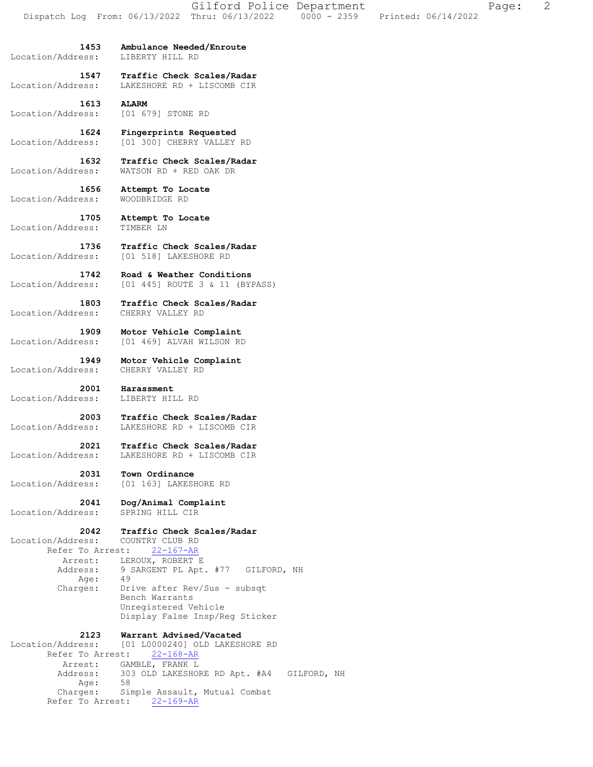**1453** **Ambulance Needed/Enroute**
Location/Address: LIBERTY HILL RD

**1547** **Traffic Check Scales/Radar**
Location/Address: LAKESHORE RD + LISCOMB CIR

**1613** **ALARM**
Location/Address: [01 679] STONE RD

**1624** **Fingerprints Requested**
Location/Address: [01 300] CHERRY VALLEY RD

**1632** **Traffic Check Scales/Radar**
Location/Address: WATSON RD + RED OAK DR

**1656** **Attempt To Locate**
Location/Address: WOODBRIDGE RD

**1705** **Attempt To Locate**
Location/Address: TIMBER LN

**1736** **Traffic Check Scales/Radar**
Location/Address: [01 518] LAKESHORE RD

**1742** **Road & Weather Conditions**
Location/Address: [01 445] ROUTE 3 & 11 (BYPASS)

**1803** **Traffic Check Scales/Radar**
Location/Address: CHERRY VALLEY RD

**1909** **Motor Vehicle Complaint**
Location/Address: [01 469] ALVAH WILSON RD

**1949** **Motor Vehicle Complaint**
Location/Address: CHERRY VALLEY RD

**2001** **Harassment**
Location/Address: LIBERTY HILL RD

**2003** **Traffic Check Scales/Radar**
Location/Address: LAKESHORE RD + LISCOMB CIR

**2021** **Traffic Check Scales/Radar**
Location/Address: LAKESHORE RD + LISCOMB CIR

**2031** **Town Ordinance**
Location/Address: [01 163] LAKESHORE RD

**2041** **Dog/Animal Complaint**
Location/Address: SPRING HILL CIR

**2042** **Traffic Check Scales/Radar**
Location/Address: COUNTRY CLUB RD
Refer To Arrest: 22-167-AR
Arrest: LEROUX, ROBERT E
Address: 9 SARGENT PL Apt. #77 GILFORD, NH
Age: 49
Charges: Drive after Rev/Sus - subsqt
Bench Warrants
Unregistered Vehicle
Display False Insp/Reg Sticker

**2123** **Warrant Advised/Vacated**
Location/Address: [01 L0000240] OLD LAKESHORE RD
Refer To Arrest: 22-168-AR
Arrest: GAMBLE, FRANK L
Address: 303 OLD LAKESHORE RD Apt. #A4 GILFORD, NH
Age: 58
Charges: Simple Assault, Mutual Combat
Refer To Arrest: 22-169-AR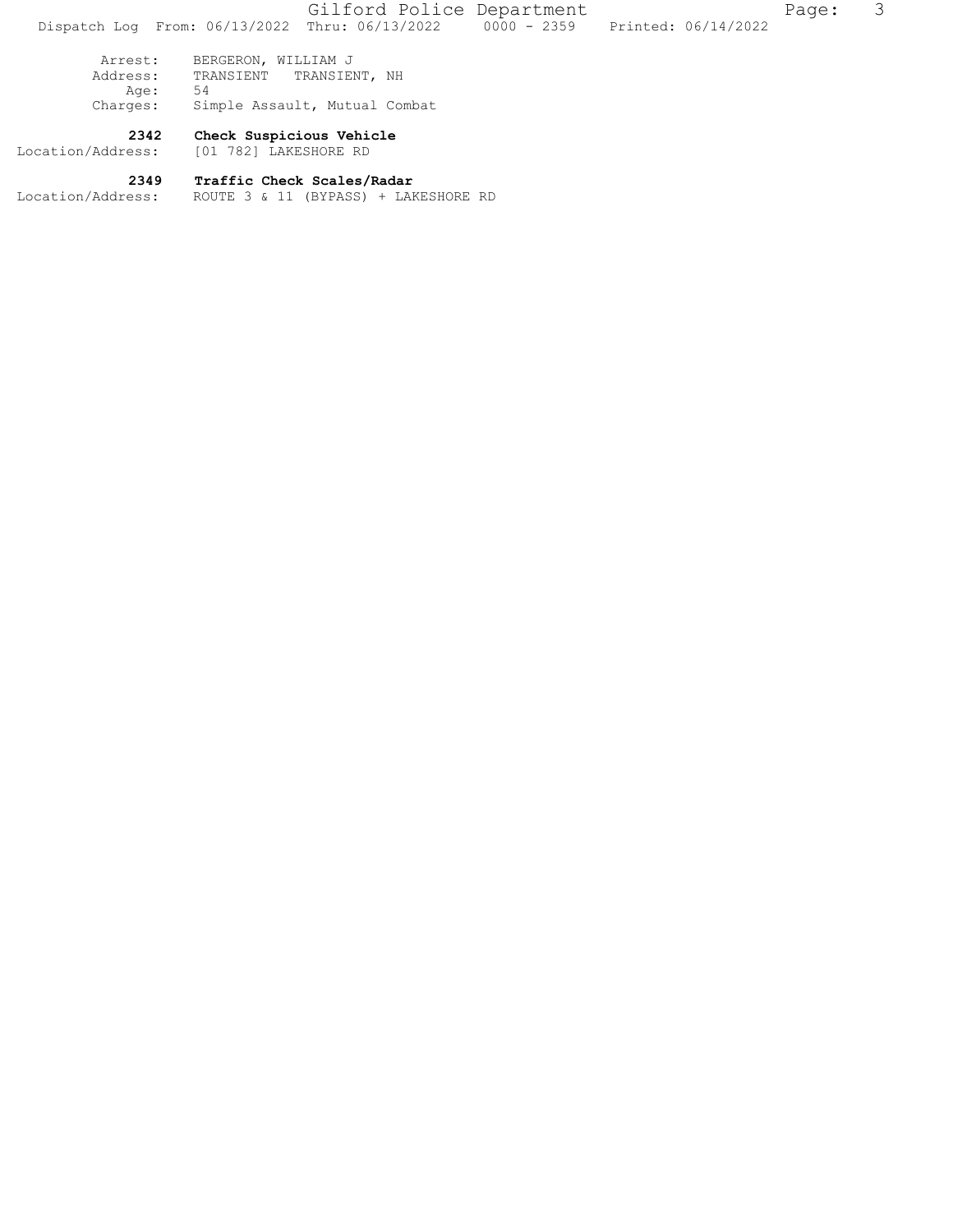Arrest: BERGERON, WILLIAM J
Address: TRANSIENT TRANSIENT, NH
Age: 54
Charges: Simple Assault, Mutual Combat

**2342 Check Suspicious Vehicle**
Location/Address: [01 782] LAKESHORE RD

**2349 Traffic Check Scales/Radar**
Location/Address: ROUTE 3 & 11 (BYPASS) + LAKESHORE RD